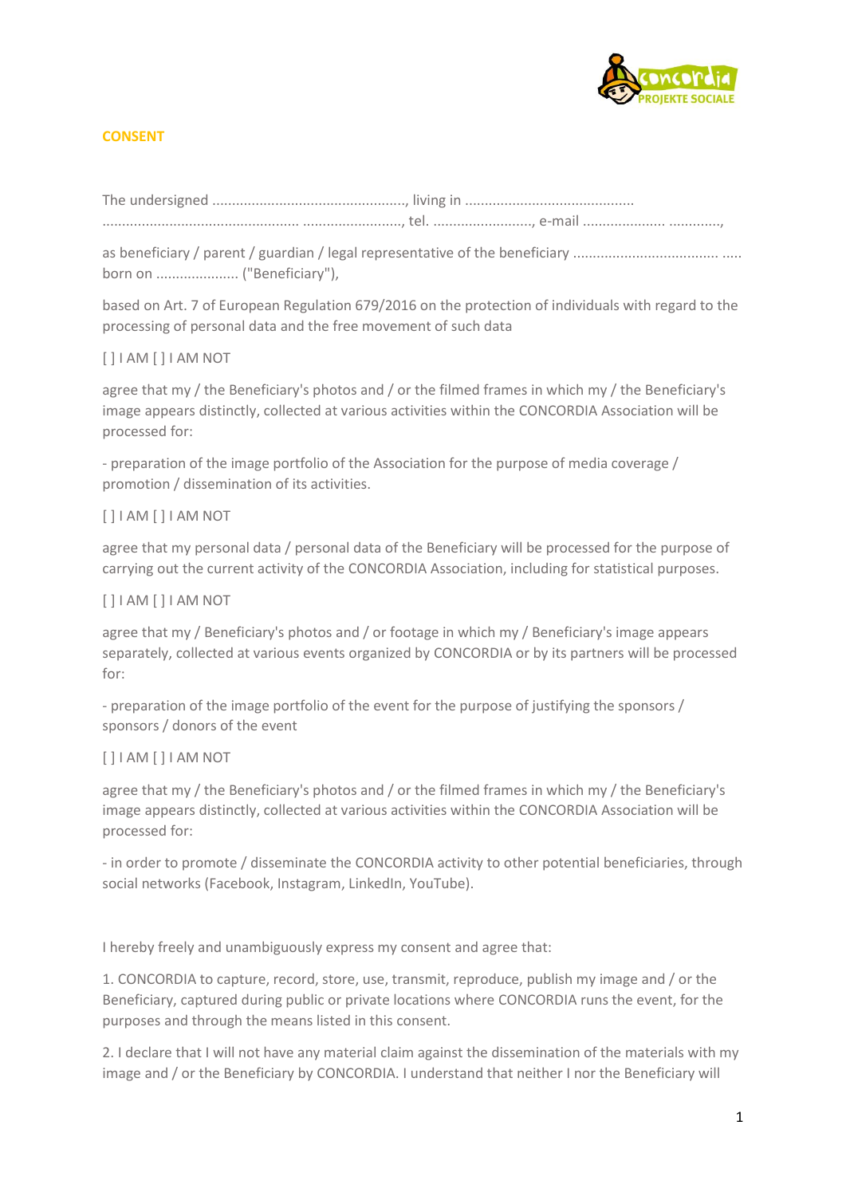## CONSENT

The undersigned ................................................., living in ...........................................
................................................. ........................., tel. ........................., e-mail .................... .............,

as beneficiary / parent / guardian / legal representative of the beneficiary ..................................... ..... born on ..................... ("Beneficiary"),

based on Art. 7 of European Regulation 679/2016 on the protection of individuals with regard to the processing of personal data and the free movement of such data

[ ] I AM [ ] I AM NOT

agree that my / the Beneficiary's photos and / or the filmed frames in which my / the Beneficiary's image appears distinctly, collected at various activities within the CONCORDIA Association will be processed for:

- preparation of the image portfolio of the Association for the purpose of media coverage / promotion / dissemination of its activities.

[ ] I AM [ ] I AM NOT

agree that my personal data / personal data of the Beneficiary will be processed for the purpose of carrying out the current activity of the CONCORDIA Association, including for statistical purposes.

[ ] I AM [ ] I AM NOT

agree that my / Beneficiary's photos and / or footage in which my / Beneficiary's image appears separately, collected at various events organized by CONCORDIA or by its partners will be processed for:

- preparation of the image portfolio of the event for the purpose of justifying the sponsors / sponsors / donors of the event

[ ] I AM [ ] I AM NOT

agree that my / the Beneficiary's photos and / or the filmed frames in which my / the Beneficiary's image appears distinctly, collected at various activities within the CONCORDIA Association will be processed for:

- in order to promote / disseminate the CONCORDIA activity to other potential beneficiaries, through social networks (Facebook, Instagram, LinkedIn, YouTube).

I hereby freely and unambiguously express my consent and agree that:

1. CONCORDIA to capture, record, store, use, transmit, reproduce, publish my image and / or the Beneficiary, captured during public or private locations where CONCORDIA runs the event, for the purposes and through the means listed in this consent.

2. I declare that I will not have any material claim against the dissemination of the materials with my image and / or the Beneficiary by CONCORDIA. I understand that neither I nor the Beneficiary will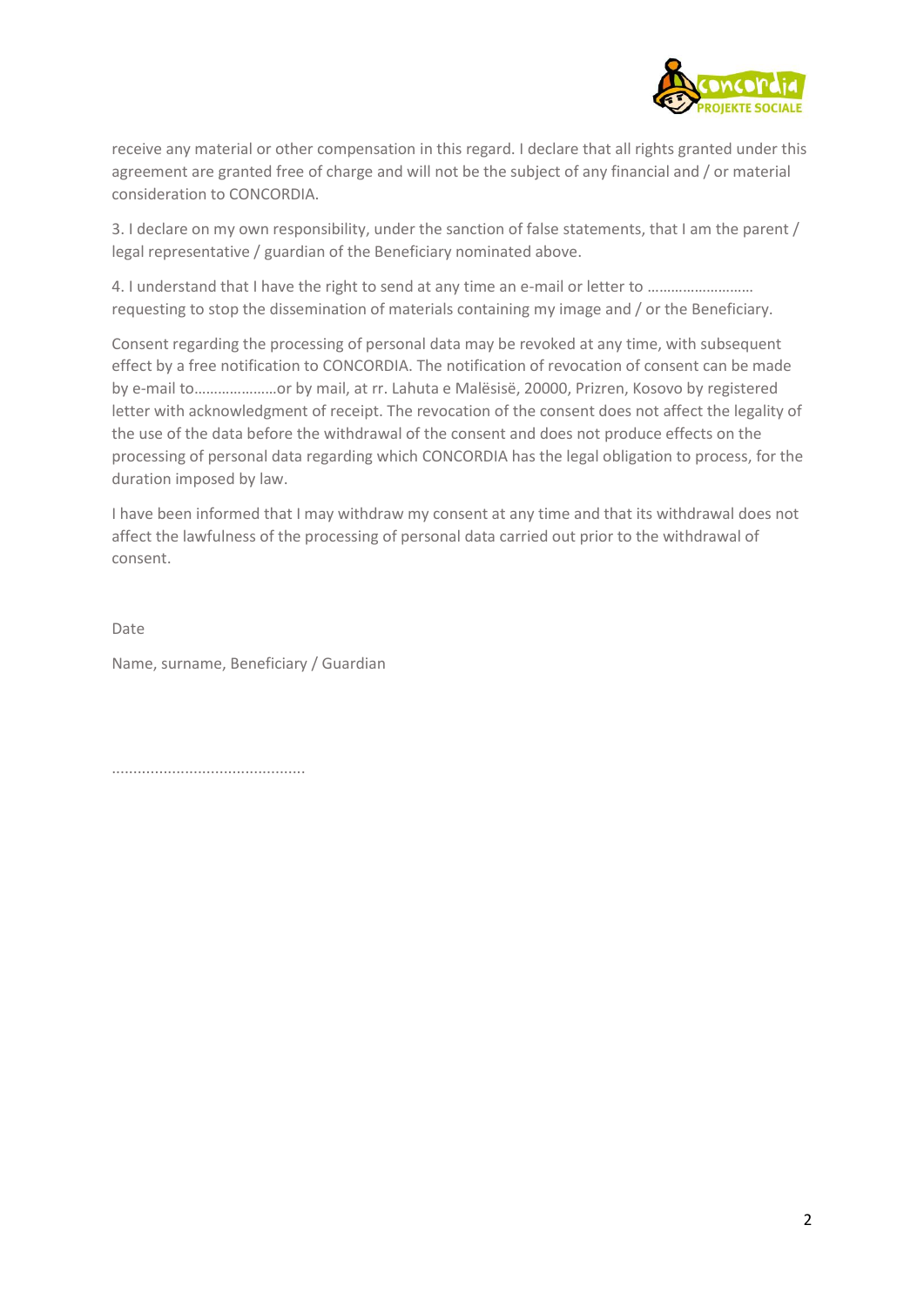receive any material or other compensation in this regard. I declare that all rights granted under this agreement are granted free of charge and will not be the subject of any financial and / or material consideration to CONCORDIA.

3. I declare on my own responsibility, under the sanction of false statements, that I am the parent / legal representative / guardian of the Beneficiary nominated above.

4. I understand that I have the right to send at any time an e-mail or letter to ……………………… requesting to stop the dissemination of materials containing my image and / or the Beneficiary.

Consent regarding the processing of personal data may be revoked at any time, with subsequent effect by a free notification to CONCORDIA. The notification of revocation of consent can be made by e-mail to…………………or by mail, at rr. Lahuta e Malësisë, 20000, Prizren, Kosovo by registered letter with acknowledgment of receipt. The revocation of the consent does not affect the legality of the use of the data before the withdrawal of the consent and does not produce effects on the processing of personal data regarding which CONCORDIA has the legal obligation to process, for the duration imposed by law.

I have been informed that I may withdraw my consent at any time and that its withdrawal does not affect the lawfulness of the processing of personal data carried out prior to the withdrawal of consent.

Date

Name, surname, Beneficiary / Guardian

.............................................